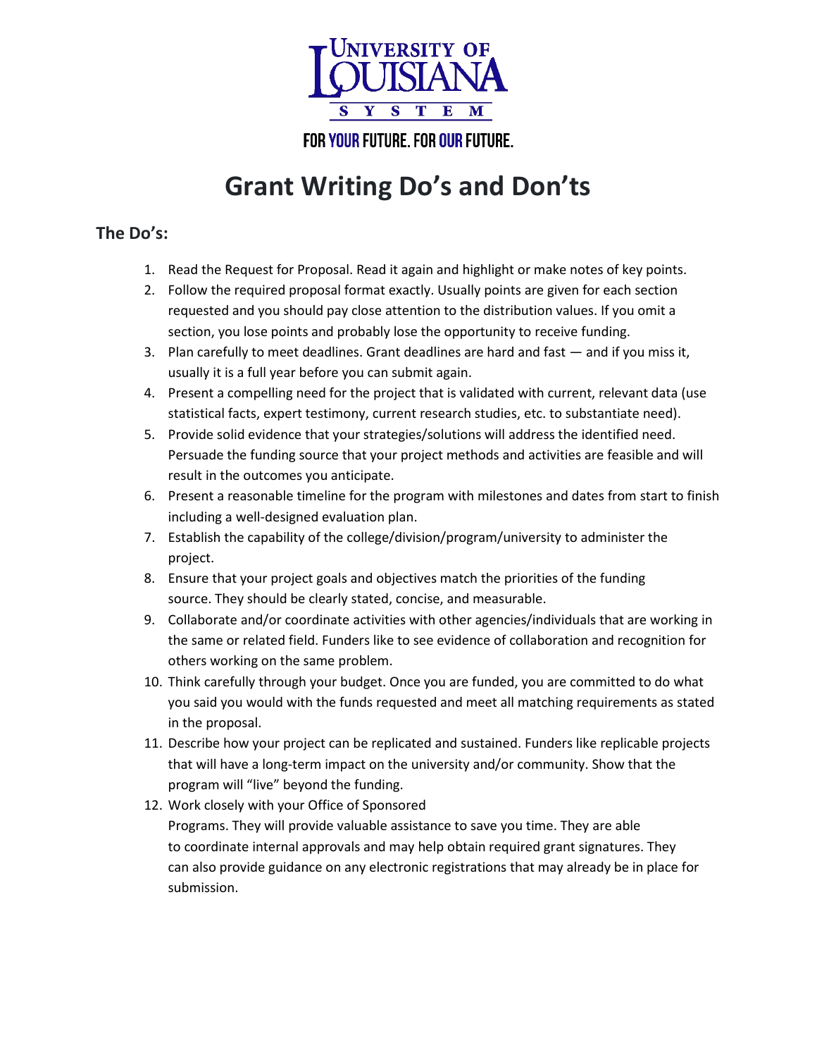UNIVERSITY OF LOUISIANA SYSTEM

FOR YOUR FUTURE. FOR OUR FUTURE.

# Grant Writing Do's and Don'ts

## The Do's:

1. Read the Request for Proposal. Read it again and highlight or make notes of key points.
2. Follow the required proposal format exactly. Usually points are given for each section requested and you should pay close attention to the distribution values. If you omit a section, you lose points and probably lose the opportunity to receive funding.
3. Plan carefully to meet deadlines. Grant deadlines are hard and fast — and if you miss it, usually it is a full year before you can submit again.
4. Present a compelling need for the project that is validated with current, relevant data (use statistical facts, expert testimony, current research studies, etc. to substantiate need).
5. Provide solid evidence that your strategies/solutions will address the identified need. Persuade the funding source that your project methods and activities are feasible and will result in the outcomes you anticipate.
6. Present a reasonable timeline for the program with milestones and dates from start to finish including a well-designed evaluation plan.
7. Establish the capability of the college/division/program/university to administer the project.
8. Ensure that your project goals and objectives match the priorities of the funding source. They should be clearly stated, concise, and measurable.
9. Collaborate and/or coordinate activities with other agencies/individuals that are working in the same or related field. Funders like to see evidence of collaboration and recognition for others working on the same problem.
10. Think carefully through your budget. Once you are funded, you are committed to do what you said you would with the funds requested and meet all matching requirements as stated in the proposal.
11. Describe how your project can be replicated and sustained. Funders like replicable projects that will have a long-term impact on the university and/or community. Show that the program will "live" beyond the funding.
12. Work closely with your Office of Sponsored Programs. They will provide valuable assistance to save you time. They are able to coordinate internal approvals and may help obtain required grant signatures. They can also provide guidance on any electronic registrations that may already be in place for submission.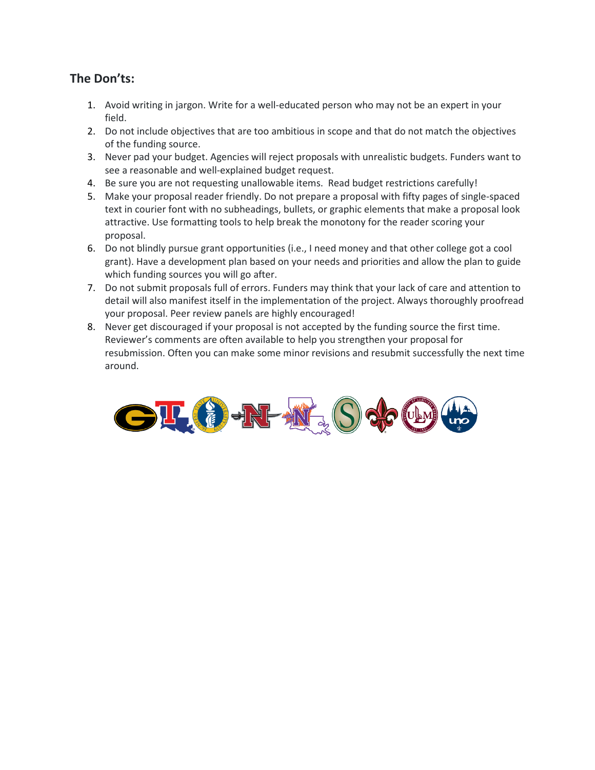## The Don'ts:

1. Avoid writing in jargon. Write for a well-educated person who may not be an expert in your field.
2. Do not include objectives that are too ambitious in scope and that do not match the objectives of the funding source.
3. Never pad your budget. Agencies will reject proposals with unrealistic budgets. Funders want to see a reasonable and well-explained budget request.
4. Be sure you are not requesting unallowable items. Read budget restrictions carefully!
5. Make your proposal reader friendly. Do not prepare a proposal with fifty pages of single-spaced text in courier font with no subheadings, bullets, or graphic elements that make a proposal look attractive. Use formatting tools to help break the monotony for the reader scoring your proposal.
6. Do not blindly pursue grant opportunities (i.e., I need money and that other college got a cool grant). Have a development plan based on your needs and priorities and allow the plan to guide which funding sources you will go after.
7. Do not submit proposals full of errors. Funders may think that your lack of care and attention to detail will also manifest itself in the implementation of the project. Always thoroughly proofread your proposal. Peer review panels are highly encouraged!
8. Never get discouraged if your proposal is not accepted by the funding source the first time. Reviewer's comments are often available to help you strengthen your proposal for resubmission. Often you can make some minor revisions and resubmit successfully the next time around.